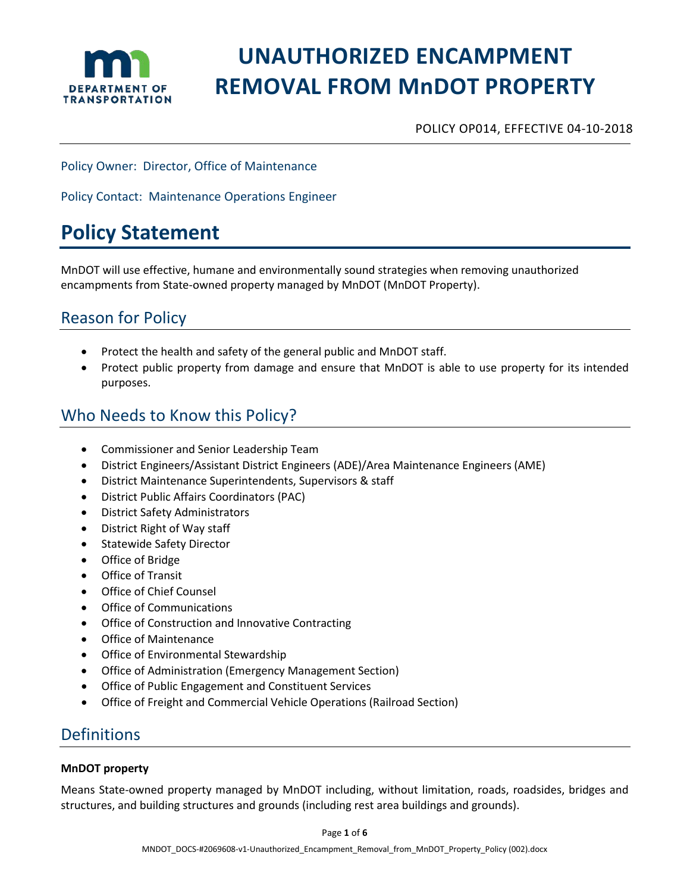# UNAUTHORIZED ENCAMPMENT REMOVAL FROM MnDOT PROPERTY

POLICY OP014, EFFECTIVE 04-10-2018

Policy Owner: Director, Office of Maintenance

Policy Contact: Maintenance Operations Engineer

# Policy Statement

MnDOT will use effective, humane and environmentally sound strategies when removing unauthorized encampments from State-owned property managed by MnDOT (MnDOT Property).

## Reason for Policy

- Protect the health and safety of the general public and MnDOT staff.
- Protect public property from damage and ensure that MnDOT is able to use property for its intended purposes.

## Who Needs to Know this Policy?

- Commissioner and Senior Leadership Team
- District Engineers/Assistant District Engineers (ADE)/Area Maintenance Engineers (AME)
- District Maintenance Superintendents, Supervisors & staff
- District Public Affairs Coordinators (PAC)
- District Safety Administrators
- District Right of Way staff
- Statewide Safety Director
- Office of Bridge
- Office of Transit
- Office of Chief Counsel
- Office of Communications
- Office of Construction and Innovative Contracting
- Office of Maintenance
- Office of Environmental Stewardship
- Office of Administration (Emergency Management Section)
- Office of Public Engagement and Constituent Services
- Office of Freight and Commercial Vehicle Operations (Railroad Section)

## Definitions

**MnDOT property**

Means State-owned property managed by MnDOT including, without limitation, roads, roadsides, bridges and structures, and building structures and grounds (including rest area buildings and grounds).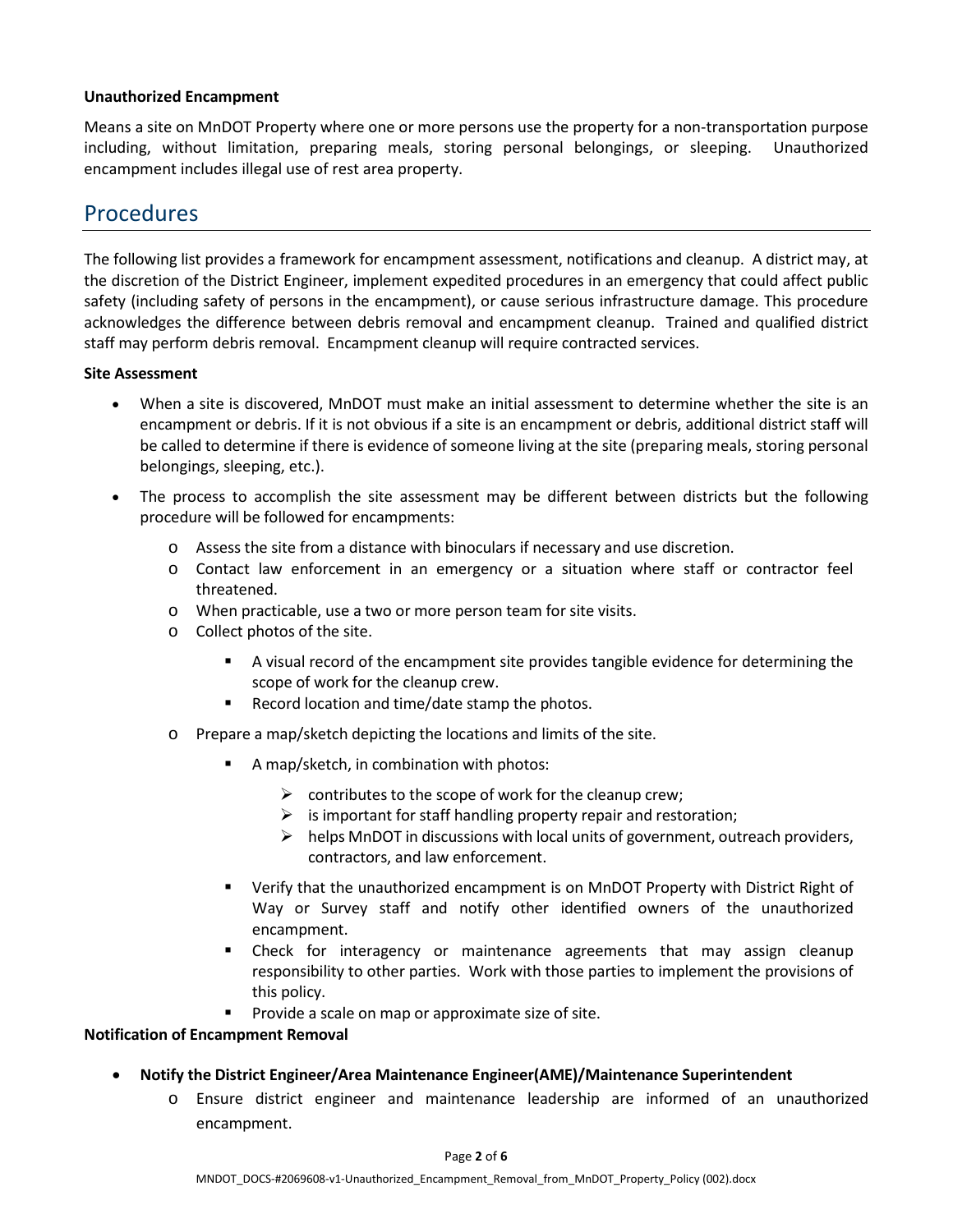**Unauthorized Encampment**

Means a site on MnDOT Property where one or more persons use the property for a non-transportation purpose including, without limitation, preparing meals, storing personal belongings, or sleeping. Unauthorized encampment includes illegal use of rest area property.

## Procedures

The following list provides a framework for encampment assessment, notifications and cleanup. A district may, at the discretion of the District Engineer, implement expedited procedures in an emergency that could affect public safety (including safety of persons in the encampment), or cause serious infrastructure damage. This procedure acknowledges the difference between debris removal and encampment cleanup. Trained and qualified district staff may perform debris removal. Encampment cleanup will require contracted services.

**Site Assessment**

- When a site is discovered, MnDOT must make an initial assessment to determine whether the site is an encampment or debris. If it is not obvious if a site is an encampment or debris, additional district staff will be called to determine if there is evidence of someone living at the site (preparing meals, storing personal belongings, sleeping, etc.).
- The process to accomplish the site assessment may be different between districts but the following procedure will be followed for encampments:
  - Assess the site from a distance with binoculars if necessary and use discretion.
  - Contact law enforcement in an emergency or a situation where staff or contractor feel threatened.
  - When practicable, use a two or more person team for site visits.
  - Collect photos of the site.
    - A visual record of the encampment site provides tangible evidence for determining the scope of work for the cleanup crew.
    - Record location and time/date stamp the photos.
  - Prepare a map/sketch depicting the locations and limits of the site.
    - A map/sketch, in combination with photos:
      - contributes to the scope of work for the cleanup crew;
      - is important for staff handling property repair and restoration;
      - helps MnDOT in discussions with local units of government, outreach providers, contractors, and law enforcement.
    - Verify that the unauthorized encampment is on MnDOT Property with District Right of Way or Survey staff and notify other identified owners of the unauthorized encampment.
    - Check for interagency or maintenance agreements that may assign cleanup responsibility to other parties. Work with those parties to implement the provisions of this policy.
    - Provide a scale on map or approximate size of site.

**Notification of Encampment Removal**

- **Notify the District Engineer/Area Maintenance Engineer(AME)/Maintenance Superintendent**
  - Ensure district engineer and maintenance leadership are informed of an unauthorized encampment.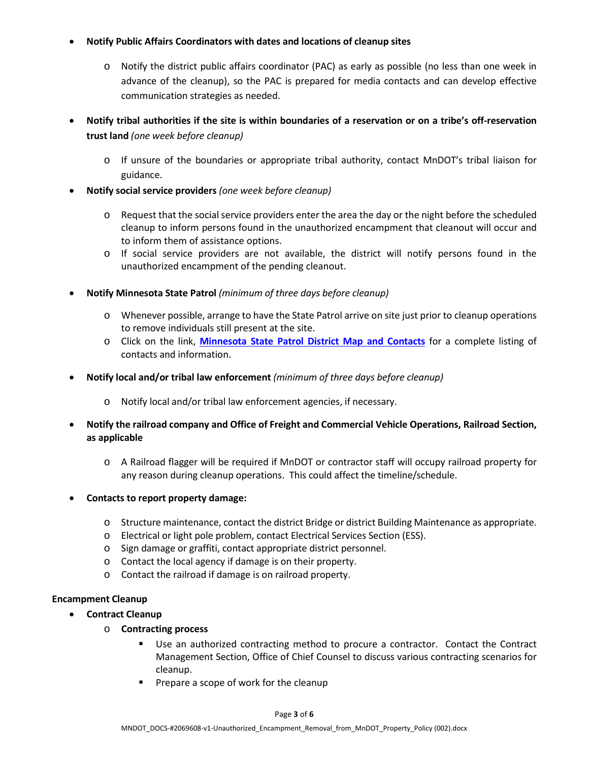- **Notify Public Affairs Coordinators with dates and locations of cleanup sites**
  - Notify the district public affairs coordinator (PAC) as early as possible (no less than one week in advance of the cleanup), so the PAC is prepared for media contacts and can develop effective communication strategies as needed.
- **Notify tribal authorities if the site is within boundaries of a reservation or on a tribe's off-reservation trust land** *(one week before cleanup)*
  - If unsure of the boundaries or appropriate tribal authority, contact MnDOT's tribal liaison for guidance.
- **Notify social service providers** *(one week before cleanup)*
  - Request that the social service providers enter the area the day or the night before the scheduled cleanup to inform persons found in the unauthorized encampment that cleanout will occur and to inform them of assistance options.
  - If social service providers are not available, the district will notify persons found in the unauthorized encampment of the pending cleanout.
- **Notify Minnesota State Patrol** *(minimum of three days before cleanup)*
  - Whenever possible, arrange to have the State Patrol arrive on site just prior to cleanup operations to remove individuals still present at the site.
  - Click on the link, **Minnesota State Patrol District Map and Contacts** for a complete listing of contacts and information.
- **Notify local and/or tribal law enforcement** *(minimum of three days before cleanup)*
  - Notify local and/or tribal law enforcement agencies, if necessary.
- **Notify the railroad company and Office of Freight and Commercial Vehicle Operations, Railroad Section, as applicable**
  - A Railroad flagger will be required if MnDOT or contractor staff will occupy railroad property for any reason during cleanup operations. This could affect the timeline/schedule.
- **Contacts to report property damage:**
  - Structure maintenance, contact the district Bridge or district Building Maintenance as appropriate.
  - Electrical or light pole problem, contact Electrical Services Section (ESS).
  - Sign damage or graffiti, contact appropriate district personnel.
  - Contact the local agency if damage is on their property.
  - Contact the railroad if damage is on railroad property.

**Encampment Cleanup**

- **Contract Cleanup**
  - **Contracting process**
    - Use an authorized contracting method to procure a contractor. Contact the Contract Management Section, Office of Chief Counsel to discuss various contracting scenarios for cleanup.
    - Prepare a scope of work for the cleanup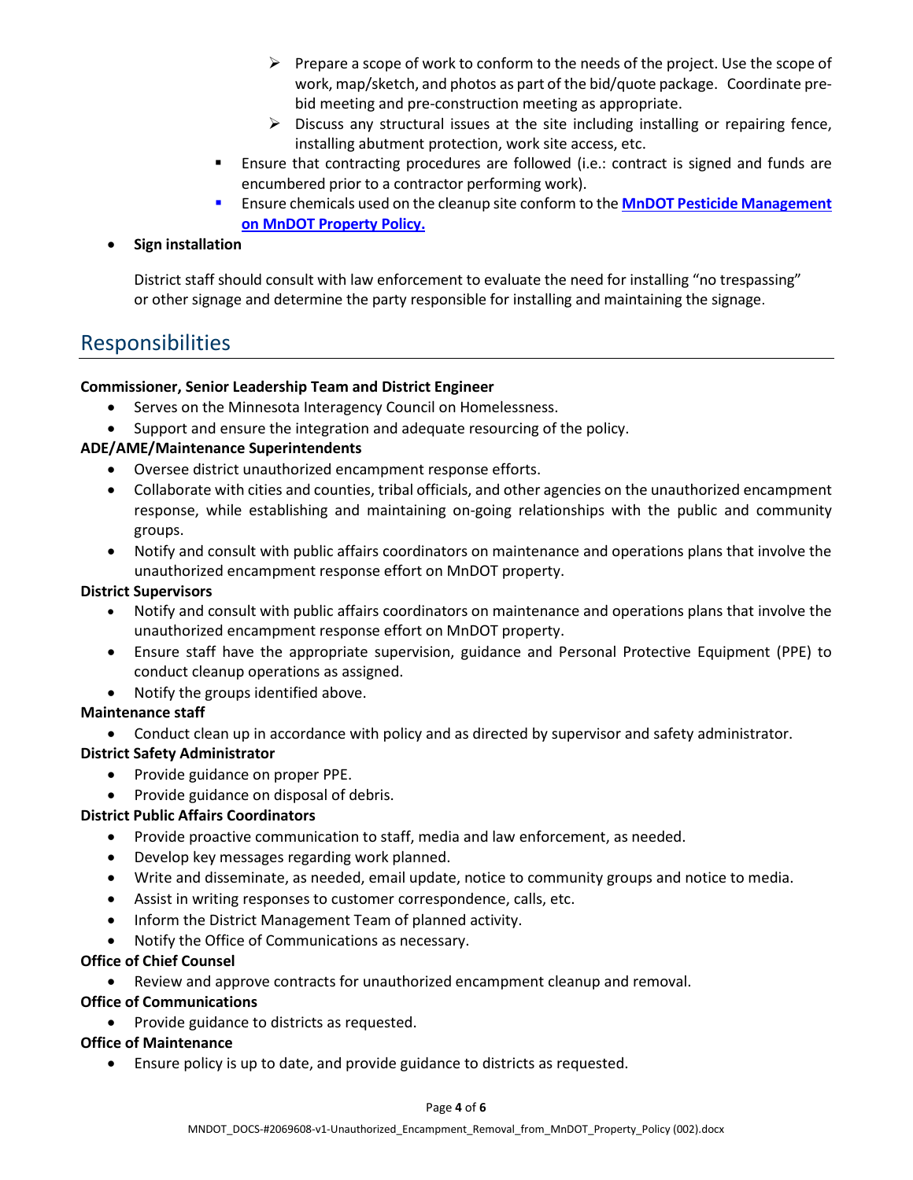- Prepare a scope of work to conform to the needs of the project. Use the scope of work, map/sketch, and photos as part of the bid/quote package. Coordinate pre-bid meeting and pre-construction meeting as appropriate.
    - Discuss any structural issues at the site including installing or repairing fence, installing abutment protection, work site access, etc.
  - Ensure that contracting procedures are followed (i.e.: contract is signed and funds are encumbered prior to a contractor performing work).
  - Ensure chemicals used on the cleanup site conform to the **MnDOT Pesticide Management on MnDOT Property Policy.**

- **Sign installation**

  District staff should consult with law enforcement to evaluate the need for installing "no trespassing" or other signage and determine the party responsible for installing and maintaining the signage.

## Responsibilities

**Commissioner, Senior Leadership Team and District Engineer**

- Serves on the Minnesota Interagency Council on Homelessness.
- Support and ensure the integration and adequate resourcing of the policy.

**ADE/AME/Maintenance Superintendents**

- Oversee district unauthorized encampment response efforts.
- Collaborate with cities and counties, tribal officials, and other agencies on the unauthorized encampment response, while establishing and maintaining on-going relationships with the public and community groups.
- Notify and consult with public affairs coordinators on maintenance and operations plans that involve the unauthorized encampment response effort on MnDOT property.

**District Supervisors**

- Notify and consult with public affairs coordinators on maintenance and operations plans that involve the unauthorized encampment response effort on MnDOT property.
- Ensure staff have the appropriate supervision, guidance and Personal Protective Equipment (PPE) to conduct cleanup operations as assigned.
- Notify the groups identified above.

**Maintenance staff**

- Conduct clean up in accordance with policy and as directed by supervisor and safety administrator.

**District Safety Administrator**

- Provide guidance on proper PPE.
- Provide guidance on disposal of debris.

**District Public Affairs Coordinators**

- Provide proactive communication to staff, media and law enforcement, as needed.
- Develop key messages regarding work planned.
- Write and disseminate, as needed, email update, notice to community groups and notice to media.
- Assist in writing responses to customer correspondence, calls, etc.
- Inform the District Management Team of planned activity.
- Notify the Office of Communications as necessary.

**Office of Chief Counsel**

- Review and approve contracts for unauthorized encampment cleanup and removal.

**Office of Communications**

- Provide guidance to districts as requested.

**Office of Maintenance**

- Ensure policy is up to date, and provide guidance to districts as requested.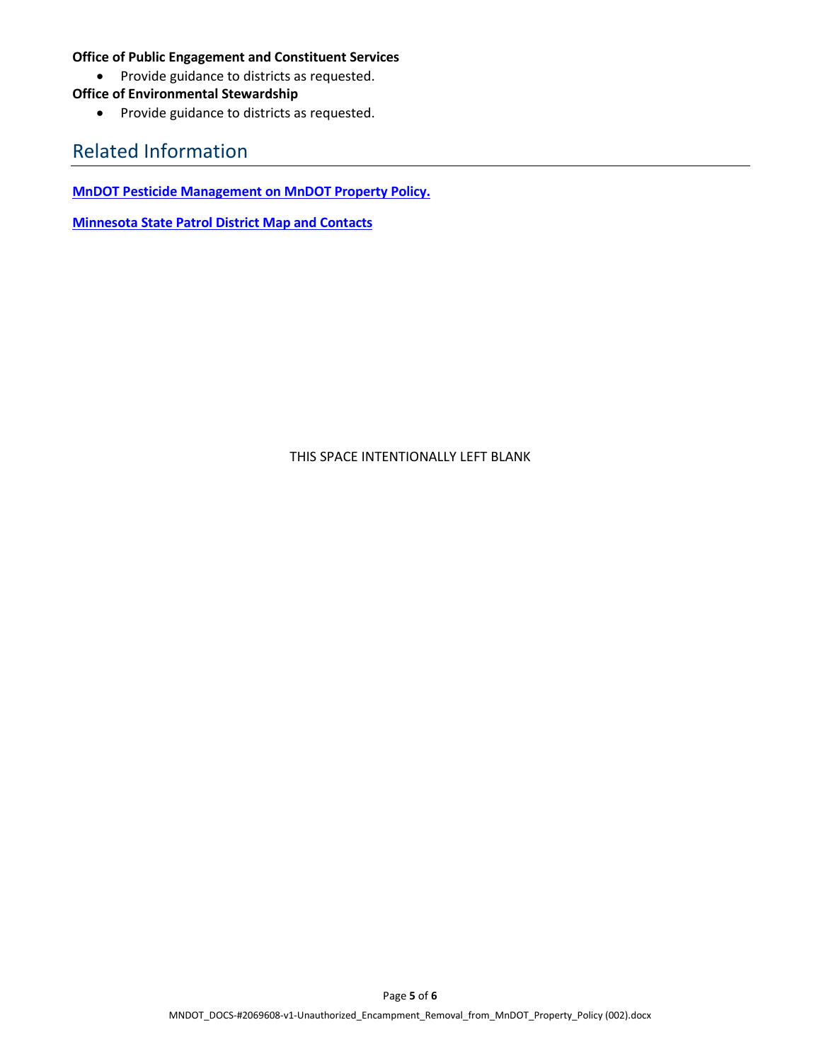**Office of Public Engagement and Constituent Services**

- Provide guidance to districts as requested.

**Office of Environmental Stewardship**

- Provide guidance to districts as requested.

## Related Information

**MnDOT Pesticide Management on MnDOT Property Policy.**

**Minnesota State Patrol District Map and Contacts**

THIS SPACE INTENTIONALLY LEFT BLANK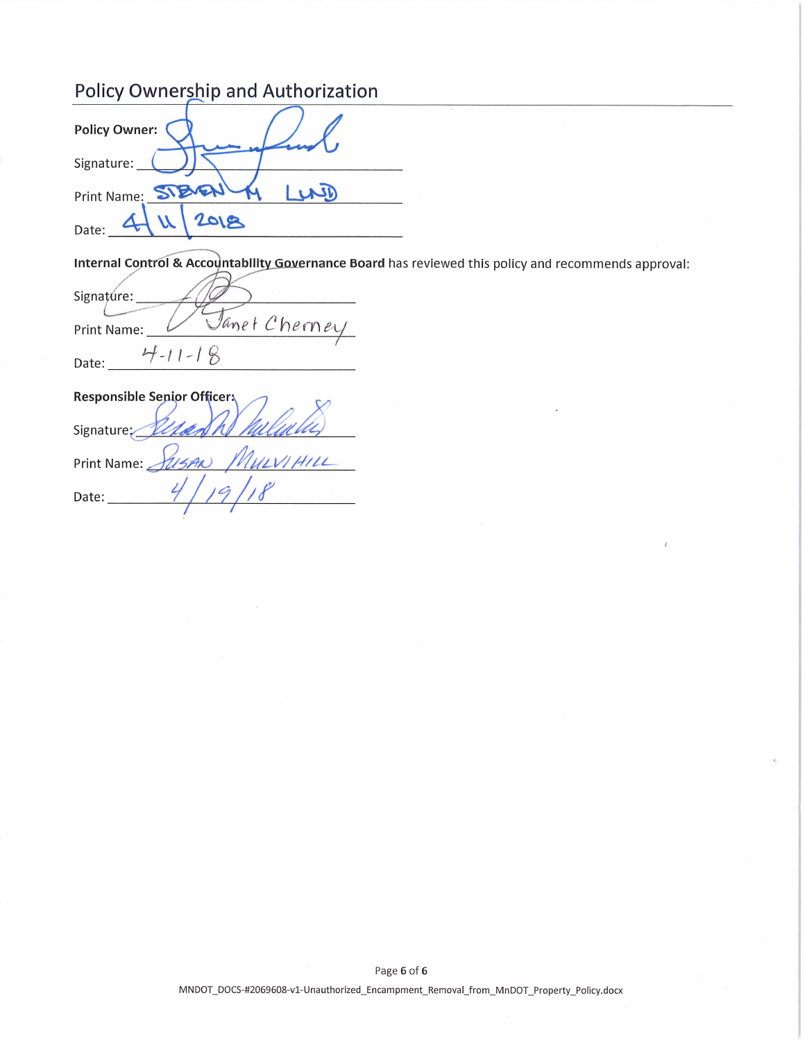## Policy Ownership and Authorization

**Policy Owner:**

Signature: ______________________

Print Name: STEVEN M LUND

Date: 4/11/2018

**Internal Control & Accountability Governance Board** has reviewed this policy and recommends approval:

Signature: ______________________

Print Name: Janet Cherney

Date: 4-11-18

**Responsible Senior Officer:**

Signature: ______________________

Print Name: SUSAN MULVIHILL

Date: 4/19/18

MNDOT_DOCS-#2069608-v1-Unauthorized_Encampment_Removal_from_MnDOT_Property_Policy.docx